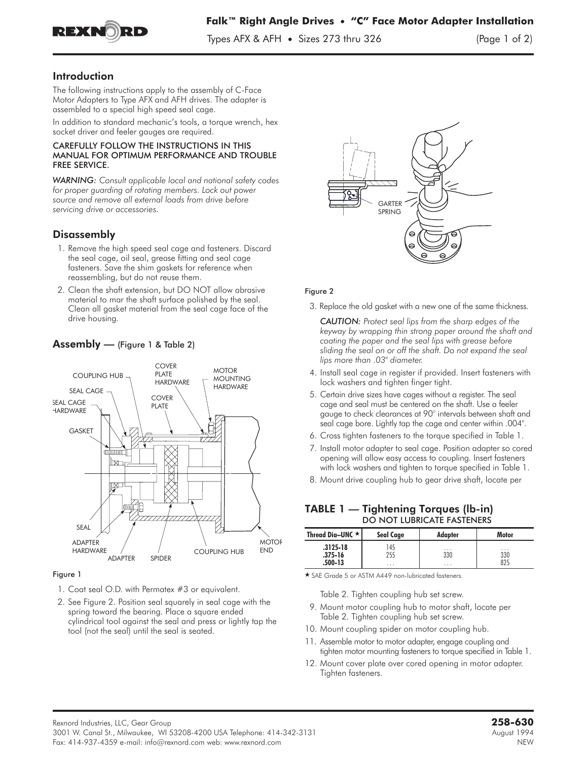# Falk™ Right Angle Drives • "C" Face Motor Adapter Installation

Types AFX & AFH • Sizes 273 thru 326

## Introduction

The following instructions apply to the assembly of C-Face Motor Adapters to Type AFX and AFH drives. The adapter is assembled to a special high speed seal cage.

In addition to standard mechanic's tools, a torque wrench, hex socket driver and feeler gauges are required.

CAREFULLY FOLLOW THE INSTRUCTIONS IN THIS MANUAL FOR OPTIMUM PERFORMANCE AND TROUBLE FREE SERVICE.

*WARNING: Consult applicable local and national safety codes for proper guarding of rotating members. Lock out power source and remove all external loads from drive before servicing drive or accessories.*

## Disassembly

1. Remove the high speed seal cage and fasteners. Discard the seal cage, oil seal, grease fitting and seal cage fasteners. Save the shim gaskets for reference when reassembling, but do not reuse them.
2. Clean the shaft extension, but DO NOT allow abrasive material to mar the shaft surface polished by the seal. Clean all gasket material from the seal cage face of the drive housing.

## Assembly — (Figure 1 & Table 2)

COUPLING HUB
SEAL CAGE
SEAL CAGE HARDWARE
GASKET
COVER PLATE HARDWARE
COVER PLATE
MOTOR MOUNTING HARDWARE
SEAL
ADAPTER HARDWARE
ADAPTER
SPIDER
COUPLING HUB
MOTOR END

Figure 1

1. Coat seal O.D. with Permatex #3 or equivalent.
2. See Figure 2. Position seal squarely in seal cage with the spring toward the bearing. Place a square ended cylindrical tool against the seal and press or lightly tap the tool (not the seal) until the seal is seated.

GARTER SPRING

Figure 2

3. Replace the old gasket with a new one of the same thickness.

   *CAUTION: Protect seal lips from the sharp edges of the keyway by wrapping thin strong paper around the shaft and coating the paper and the seal lips with grease before sliding the seal on or off the shaft. Do not expand the seal lips more than .03" diameter.*

4. Install seal cage in register if provided. Insert fasteners with lock washers and tighten finger tight.
5. Certain drive sizes have cages without a register. The seal cage and seal must be centered on the shaft. Use a feeler gauge to check clearances at 90° intervals between shaft and seal cage bore. Lightly tap the cage and center within .004".
6. Cross tighten fasteners to the torque specified in Table 1.
7. Install motor adapter to seal cage. Position adapter so cored opening will allow easy access to coupling. Insert fasteners with lock washers and tighten to torque specified in Table 1.
8. Mount drive coupling hub to gear drive shaft, locate per Table 2. Tighten coupling hub set screw.
9. Mount motor coupling hub to motor shaft, locate per Table 2. Tighten coupling hub set screw.
10. Mount coupling spider on motor coupling hub.
11. Assemble motor to motor adapter, engage coupling and tighten motor mounting fasteners to torque specified in Table 1.
12. Mount cover plate over cored opening in motor adapter. Tighten fasteners.

### TABLE 1 — Tightening Torques (lb-in)
DO NOT LUBRICATE FASTENERS

| Thread Dia–UNC ★ | Seal Cage | Adapter | Motor |
|---|---|---|---|
| .3125-18 | 145 | . . . | . . . |
| .375-16 | 255 | 330 | 330 |
| .500-13 | . . . | . . . | 825 |

★ SAE Grade 5 or ASTM A449 non-lubricated fasteners.

Rexnord Industries, LLC, Gear Group
3001 W. Canal St., Milwaukee, WI 53208-4200 USA Telephone: 414-342-3131
Fax: 414-937-4359 e-mail: info@rexnord.com web: www.rexnord.com

**258-630**
August 1994
NEW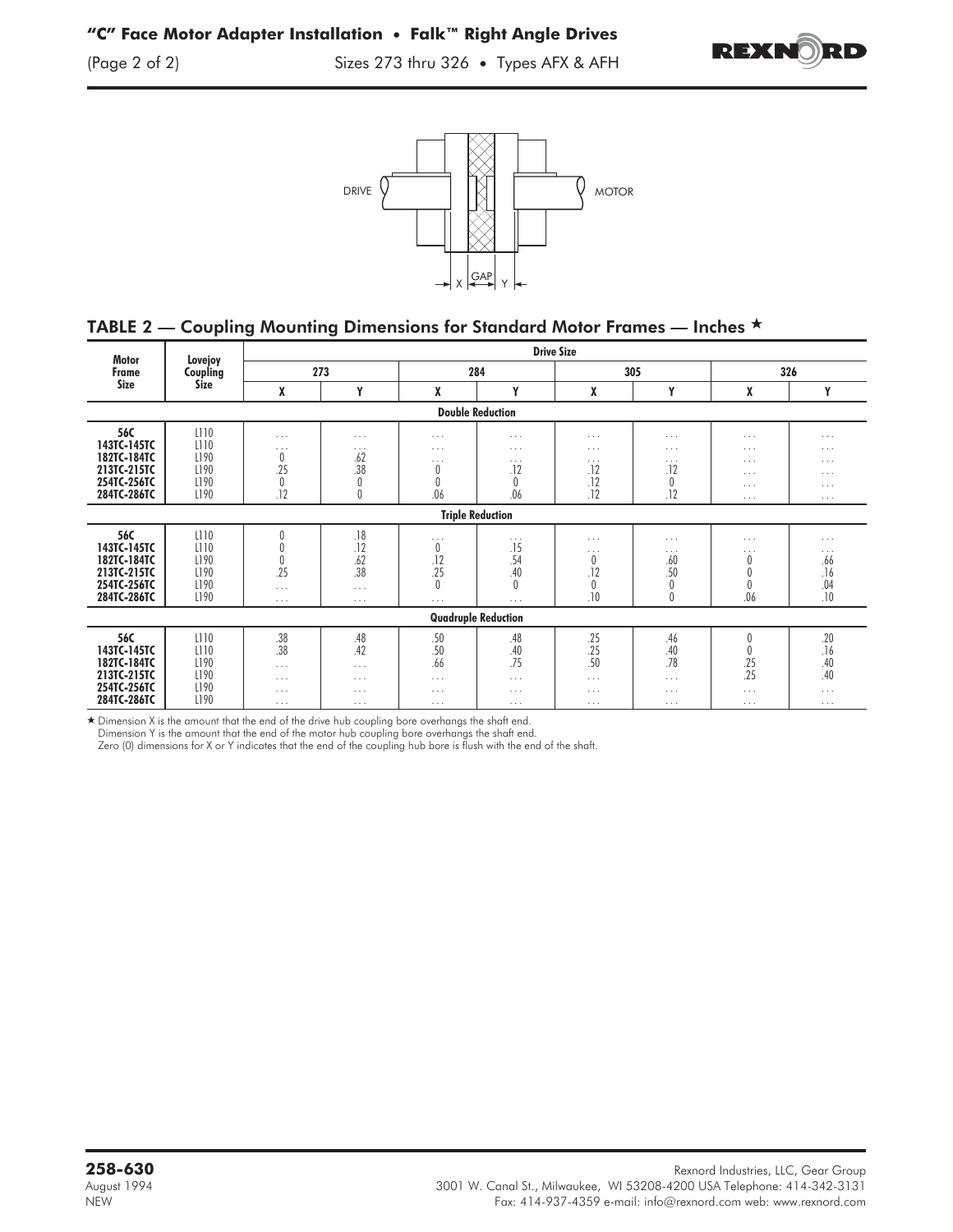DRIVE

MOTOR

X

GAP

Y

## TABLE 2 — Coupling Mounting Dimensions for Standard Motor Frames — Inches ★

| Motor Frame Size | Lovejoy Coupling Size | Drive Size | | | | | | | |
|---|---|---|---|---|---|---|---|---|---|
| | | 273 | | 284 | | 305 | | 326 | |
| | | X | Y | X | Y | X | Y | X | Y |
| **Double Reduction** | | | | | | | | | |
| **56C** | L110 | . . . | . . . | . . . | . . . | . . . | . . . | . . . | . . . |
| **143TC-145TC** | L110 | . . . | . . . | . . . | . . . | . . . | . . . | . . . | . . . |
| **182TC-184TC** | L190 | 0 | .62 | . . . | . . . | . . . | . . . | . . . | . . . |
| **213TC-215TC** | L190 | .25 | .38 | 0 | .12 | .12 | .12 | . . . | . . . |
| **254TC-256TC** | L190 | 0 | 0 | 0 | 0 | .12 | 0 | . . . | . . . |
| **284TC-286TC** | L190 | .12 | 0 | .06 | .06 | .12 | .12 | . . . | . . . |
| **Triple Reduction** | | | | | | | | | |
| **56C** | L110 | 0 | .18 | . . . | . . . | . . . | . . . | . . . | . . . |
| **143TC-145TC** | L110 | 0 | .12 | 0 | .15 | . . . | . . . | . . . | . . . |
| **182TC-184TC** | L190 | 0 | .62 | .12 | .54 | 0 | .60 | 0 | .66 |
| **213TC-215TC** | L190 | .25 | .38 | .25 | .40 | .12 | .50 | 0 | .16 |
| **254TC-256TC** | L190 | . . . | . . . | 0 | 0 | 0 | 0 | 0 | .04 |
| **284TC-286TC** | L190 | . . . | . . . | . . . | . . . | .10 | 0 | .06 | .10 |
| **Quadruple Reduction** | | | | | | | | | |
| **56C** | L110 | .38 | .48 | .50 | .48 | .25 | .46 | 0 | .20 |
| **143TC-145TC** | L110 | .38 | .42 | .50 | .40 | .25 | .40 | 0 | .16 |
| **182TC-184TC** | L190 | . . . | . . . | .66 | .75 | .50 | .78 | .25 | .40 |
| **213TC-215TC** | L190 | . . . | . . . | . . . | . . . | . . . | . . . | .25 | .40 |
| **254TC-256TC** | L190 | . . . | . . . | . . . | . . . | . . . | . . . | . . . | . . . |
| **284TC-286TC** | L190 | . . . | . . . | . . . | . . . | . . . | . . . | . . . | . . . |

★ Dimension X is the amount that the end of the drive hub coupling bore overhangs the shaft end.
Dimension Y is the amount that the end of the motor hub coupling bore overhangs the shaft end.
Zero (0) dimensions for X or Y indicates that the end of the coupling hub bore is flush with the end of the shaft.

**258-630**
August 1994
NEW

Rexnord Industries, LLC, Gear Group
3001 W. Canal St., Milwaukee, WI 53208-4200 USA Telephone: 414-342-3131
Fax: 414-937-4359 e-mail: info@rexnord.com web: www.rexnord.com